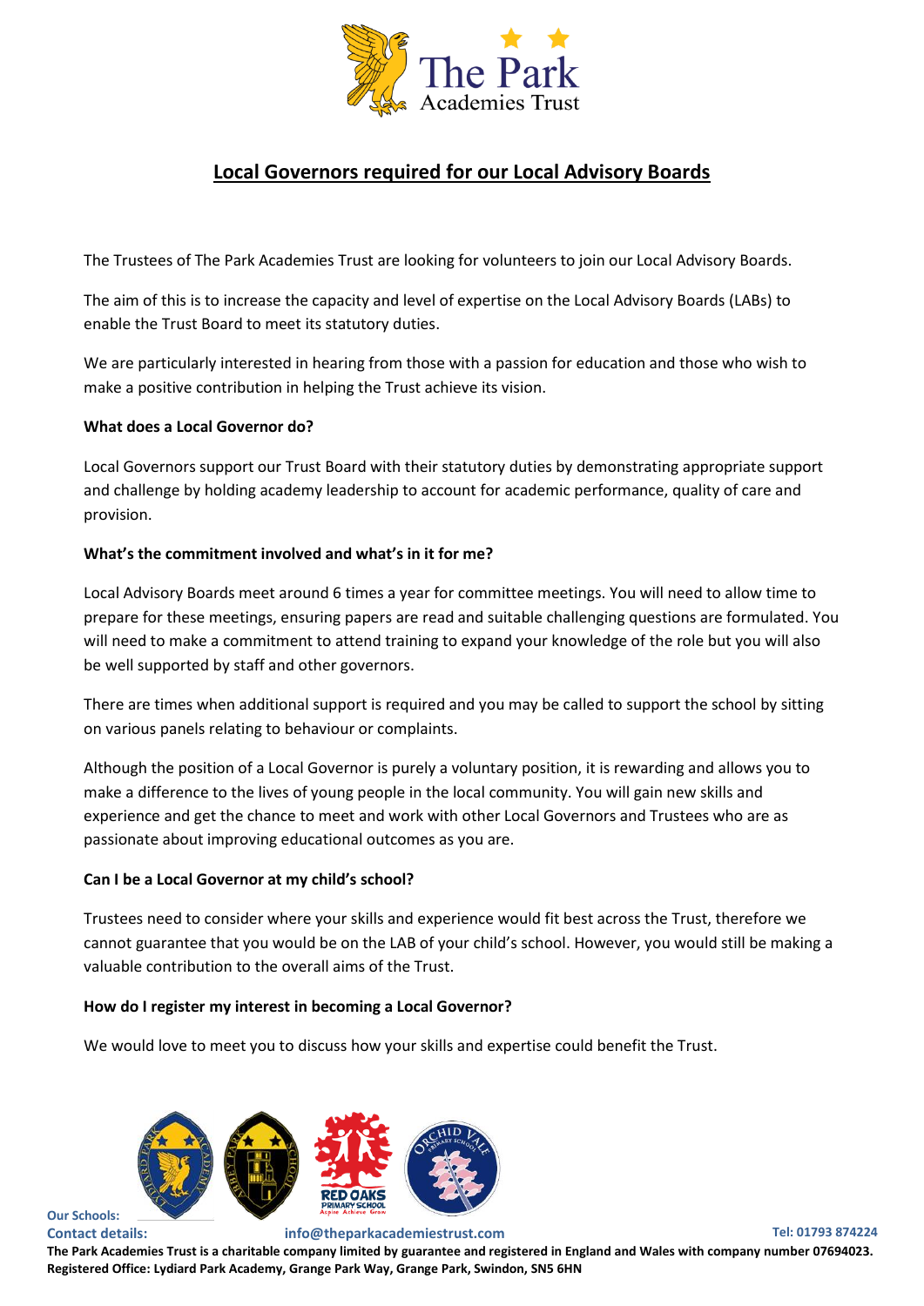# Local Governors required for our Local Advisory Boards

The Trustees of The Park Academies Trust are looking for volunteers to join our Local Advisory Boards.

The aim of this is to increase the capacity and level of expertise on the Local Advisory Boards (LABs) to enable the Trust Board to meet its statutory duties.

We are particularly interested in hearing from those with a passion for education and those who wish to make a positive contribution in helping the Trust achieve its vision.

**What does a Local Governor do?**

Local Governors support our Trust Board with their statutory duties by demonstrating appropriate support and challenge by holding academy leadership to account for academic performance, quality of care and provision.

**What's the commitment involved and what's in it for me?**

Local Advisory Boards meet around 6 times a year for committee meetings. You will need to allow time to prepare for these meetings, ensuring papers are read and suitable challenging questions are formulated. You will need to make a commitment to attend training to expand your knowledge of the role but you will also be well supported by staff and other governors.

There are times when additional support is required and you may be called to support the school by sitting on various panels relating to behaviour or complaints.

Although the position of a Local Governor is purely a voluntary position, it is rewarding and allows you to make a difference to the lives of young people in the local community. You will gain new skills and experience and get the chance to meet and work with other Local Governors and Trustees who are as passionate about improving educational outcomes as you are.

**Can I be a Local Governor at my child's school?**

Trustees need to consider where your skills and experience would fit best across the Trust, therefore we cannot guarantee that you would be on the LAB of your child's school. However, you would still be making a valuable contribution to the overall aims of the Trust.

**How do I register my interest in becoming a Local Governor?**

We would love to meet you to discuss how your skills and expertise could benefit the Trust.

Our Schools:

Contact details: info@theparkacademiestrust.com Tel: 01793 874224

**The Park Academies Trust is a charitable company limited by guarantee and registered in England and Wales with company number 07694023. Registered Office: Lydiard Park Academy, Grange Park Way, Grange Park, Swindon, SN5 6HN**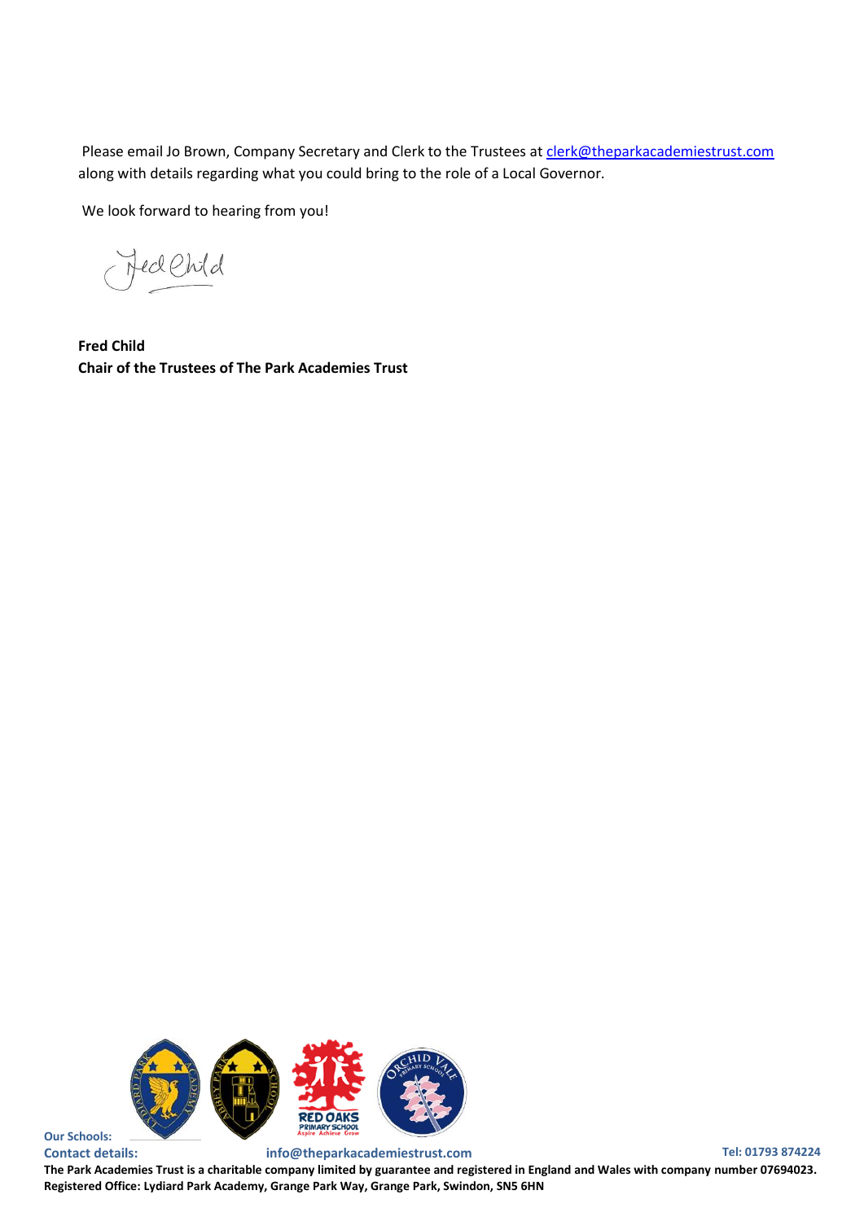Please email Jo Brown, Company Secretary and Clerk to the Trustees at clerk@theparkacademiestrust.com along with details regarding what you could bring to the role of a Local Governor.

We look forward to hearing from you!

**Fred Child**
**Chair of the Trustees of The Park Academies Trust**

**Our Schools:**

**Contact details:** **info@theparkacademiestrust.com** **Tel: 01793 874224**

**The Park Academies Trust is a charitable company limited by guarantee and registered in England and Wales with company number 07694023.**
**Registered Office: Lydiard Park Academy, Grange Park Way, Grange Park, Swindon, SN5 6HN**